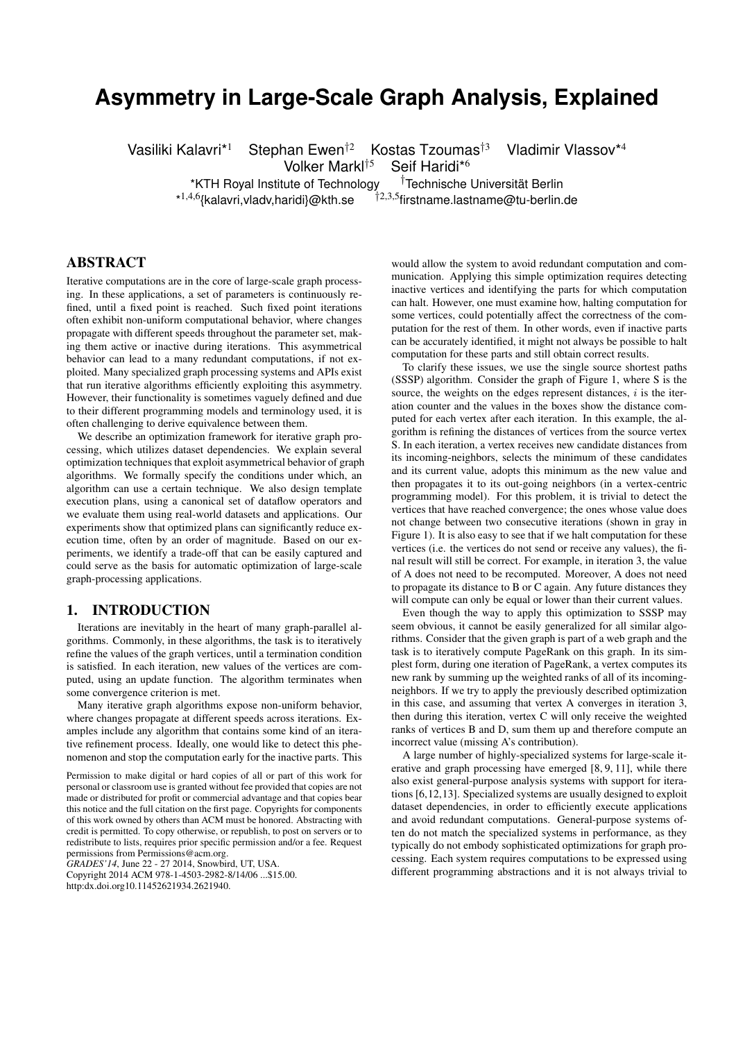# Asymmetry in Large-Scale Graph Analysis, Explained

Vasiliki Kalavri*[1] Stephan Ewen†[2] Kostas Tzoumas†[3] Vladimir Vlassov*[4]
Volker Markl†[5] Seif Haridi*[6]

*KTH Royal Institute of Technology †Technische Universität Berlin
*[1,4,6]{kalavri,vladv,haridi}@kth.se †[2,3,5]firstname.lastname@tu-berlin.de

## ABSTRACT

Iterative computations are in the core of large-scale graph processing. In these applications, a set of parameters is continuously refined, until a fixed point is reached. Such fixed point iterations often exhibit non-uniform computational behavior, where changes propagate with different speeds throughout the parameter set, making them active or inactive during iterations. This asymmetrical behavior can lead to a many redundant computations, if not exploited. Many specialized graph processing systems and APIs exist that run iterative algorithms efficiently exploiting this asymmetry. However, their functionality is sometimes vaguely defined and due to their different programming models and terminology used, it is often challenging to derive equivalence between them.

We describe an optimization framework for iterative graph processing, which utilizes dataset dependencies. We explain several optimization techniques that exploit asymmetrical behavior of graph algorithms. We formally specify the conditions under which, an algorithm can use a certain technique. We also design template execution plans, using a canonical set of dataflow operators and we evaluate them using real-world datasets and applications. Our experiments show that optimized plans can significantly reduce execution time, often by an order of magnitude. Based on our experiments, we identify a trade-off that can be easily captured and could serve as the basis for automatic optimization of large-scale graph-processing applications.

## 1. INTRODUCTION

Iterations are inevitably in the heart of many graph-parallel algorithms. Commonly, in these algorithms, the task is to iteratively refine the values of the graph vertices, until a termination condition is satisfied. In each iteration, new values of the vertices are computed, using an update function. The algorithm terminates when some convergence criterion is met.

Many iterative graph algorithms expose non-uniform behavior, where changes propagate at different speeds across iterations. Examples include any algorithm that contains some kind of an iterative refinement process. Ideally, one would like to detect this phenomenon and stop the computation early for the inactive parts. This would allow the system to avoid redundant computation and communication. Applying this simple optimization requires detecting inactive vertices and identifying the parts for which computation can halt. However, one must examine how, halting computation for some vertices, could potentially affect the correctness of the computation for the rest of them. In other words, even if inactive parts can be accurately identified, it might not always be possible to halt computation for these parts and still obtain correct results.

To clarify these issues, we use the single source shortest paths (SSSP) algorithm. Consider the graph of Figure 1, where S is the source, the weights on the edges represent distances, $i$ is the iteration counter and the values in the boxes show the distance computed for each vertex after each iteration. In this example, the algorithm is refining the distances of vertices from the source vertex S. In each iteration, a vertex receives new candidate distances from its incoming-neighbors, selects the minimum of these candidates and its current value, adopts this minimum as the new value and then propagates it to its out-going neighbors (in a vertex-centric programming model). For this problem, it is trivial to detect the vertices that have reached convergence; the ones whose value does not change between two consecutive iterations (shown in gray in Figure 1). It is also easy to see that if we halt computation for these vertices (i.e. the vertices do not send or receive any values), the final result will still be correct. For example, in iteration 3, the value of A does not need to be recomputed. Moreover, A does not need to propagate its distance to B or C again. Any future distances they will compute can only be equal or lower than their current values.

Even though the way to apply this optimization to SSSP may seem obvious, it cannot be easily generalized for all similar algorithms. Consider that the given graph is part of a web graph and the task is to iteratively compute PageRank on this graph. In its simplest form, during one iteration of PageRank, a vertex computes its new rank by summing up the weighted ranks of all of its incoming-neighbors. If we try to apply the previously described optimization in this case, and assuming that vertex A converges in iteration 3, then during this iteration, vertex C will only receive the weighted ranks of vertices B and D, sum them up and therefore compute an incorrect value (missing A's contribution).

A large number of highly-specialized systems for large-scale iterative and graph processing have emerged [8, 9, 11], while there also exist general-purpose analysis systems with support for iterations [6,12,13]. Specialized systems are usually designed to exploit dataset dependencies, in order to efficiently execute applications and avoid redundant computations. General-purpose systems often do not match the specialized systems in performance, as they typically do not embody sophisticated optimizations for graph processing. Each system requires computations to be expressed using different programming abstractions and it is not always trivial to

Permission to make digital or hard copies of all or part of this work for personal or classroom use is granted without fee provided that copies are not made or distributed for profit or commercial advantage and that copies bear this notice and the full citation on the first page. Copyrights for components of this work owned by others than ACM must be honored. Abstracting with credit is permitted. To copy otherwise, or republish, to post on servers or to redistribute to lists, requires prior specific permission and/or a fee. Request permissions from Permissions@acm.org.
*GRADES'14*, June 22 - 27 2014, Snowbird, UT, USA.
Copyright 2014 ACM 978-1-4503-2982-8/14/06 ...$15.00.
http:dx.doi.org10.11452621934.2621940.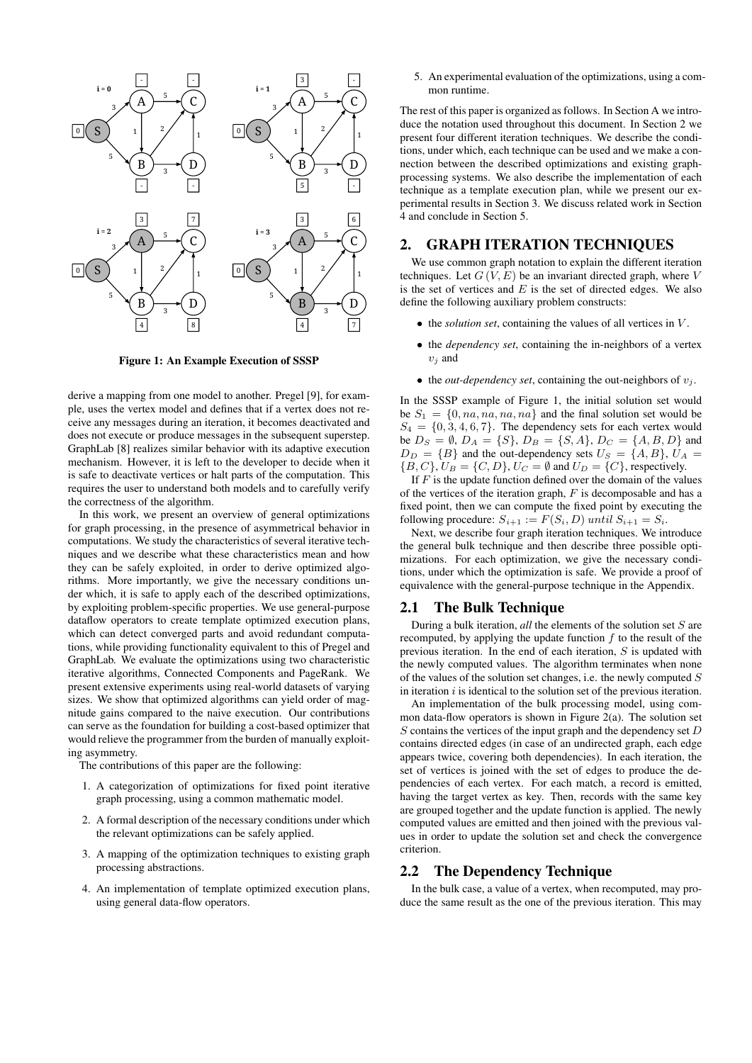Figure 1: An Example Execution of SSSP

derive a mapping from one model to another. Pregel [9], for example, uses the vertex model and defines that if a vertex does not receive any messages during an iteration, it becomes deactivated and does not execute or produce messages in the subsequent superstep. GraphLab [8] realizes similar behavior with its adaptive execution mechanism. However, it is left to the developer to decide when it is safe to deactivate vertices or halt parts of the computation. This requires the user to understand both models and to carefully verify the correctness of the algorithm.

In this work, we present an overview of general optimizations for graph processing, in the presence of asymmetrical behavior in computations. We study the characteristics of several iterative techniques and we describe what these characteristics mean and how they can be safely exploited, in order to derive optimized algorithms. More importantly, we give the necessary conditions under which, it is safe to apply each of the described optimizations, by exploiting problem-specific properties. We use general-purpose dataflow operators to create template optimized execution plans, which can detect converged parts and avoid redundant computations, while providing functionality equivalent to this of Pregel and GraphLab. We evaluate the optimizations using two characteristic iterative algorithms, Connected Components and PageRank. We present extensive experiments using real-world datasets of varying sizes. We show that optimized algorithms can yield order of magnitude gains compared to the naive execution. Our contributions can serve as the foundation for building a cost-based optimizer that would relieve the programmer from the burden of manually exploiting asymmetry.

The contributions of this paper are the following:

1. A categorization of optimizations for fixed point iterative graph processing, using a common mathematic model.
2. A formal description of the necessary conditions under which the relevant optimizations can be safely applied.
3. A mapping of the optimization techniques to existing graph processing abstractions.
4. An implementation of template optimized execution plans, using general data-flow operators.
5. An experimental evaluation of the optimizations, using a common runtime.

The rest of this paper is organized as follows. In Section A we introduce the notation used throughout this document. In Section 2 we present four different iteration techniques. We describe the conditions, under which, each technique can be used and we make a connection between the described optimizations and existing graph-processing systems. We also describe the implementation of each technique as a template execution plan, while we present our experimental results in Section 3. We discuss related work in Section 4 and conclude in Section 5.

## 2. GRAPH ITERATION TECHNIQUES

We use common graph notation to explain the different iteration techniques. Let $G\,(V, E)$ be an invariant directed graph, where $V$ is the set of vertices and $E$ is the set of directed edges. We also define the following auxiliary problem constructs:

- the *solution set*, containing the values of all vertices in $V$.
- the *dependency set*, containing the in-neighbors of a vertex $v_j$ and
- the *out-dependency set*, containing the out-neighbors of $v_j$.

In the SSSP example of Figure 1, the initial solution set would be $S_1 = \{0, na, na, na, na\}$ and the final solution set would be $S_4 = \{0, 3, 4, 6, 7\}$. The dependency sets for each vertex would be $D_S = \emptyset$, $D_A = \{S\}$, $D_B = \{S, A\}$, $D_C = \{A, B, D\}$ and $D_D = \{B\}$ and the out-dependency sets $U_S = \{A, B\}$, $U_A = \{B, C\}$, $U_B = \{C, D\}$, $U_C = \emptyset$ and $U_D = \{C\}$, respectively.

If $F$ is the update function defined over the domain of the values of the vertices of the iteration graph, $F$ is decomposable and has a fixed point, then we can compute the fixed point by executing the following procedure: $S_{i+1} := F(S_i, D)\ until\ S_{i+1} = S_i$.

Next, we describe four graph iteration techniques. We introduce the general bulk technique and then describe three possible optimizations. For each optimization, we give the necessary conditions, under which the optimization is safe. We provide a proof of equivalence with the general-purpose technique in the Appendix.

### 2.1 The Bulk Technique

During a bulk iteration, *all* the elements of the solution set $S$ are recomputed, by applying the update function $f$ to the result of the previous iteration. In the end of each iteration, $S$ is updated with the newly computed values. The algorithm terminates when none of the values of the solution set changes, i.e. the newly computed $S$ in iteration $i$ is identical to the solution set of the previous iteration.

An implementation of the bulk processing model, using common data-flow operators is shown in Figure 2(a). The solution set $S$ contains the vertices of the input graph and the dependency set $D$ contains directed edges (in case of an undirected graph, each edge appears twice, covering both dependencies). In each iteration, the set of vertices is joined with the set of edges to produce the dependencies of each vertex. For each match, a record is emitted, having the target vertex as key. Then, records with the same key are grouped together and the update function is applied. The newly computed values are emitted and then joined with the previous values in order to update the solution set and check the convergence criterion.

### 2.2 The Dependency Technique

In the bulk case, a value of a vertex, when recomputed, may produce the same result as the one of the previous iteration. This may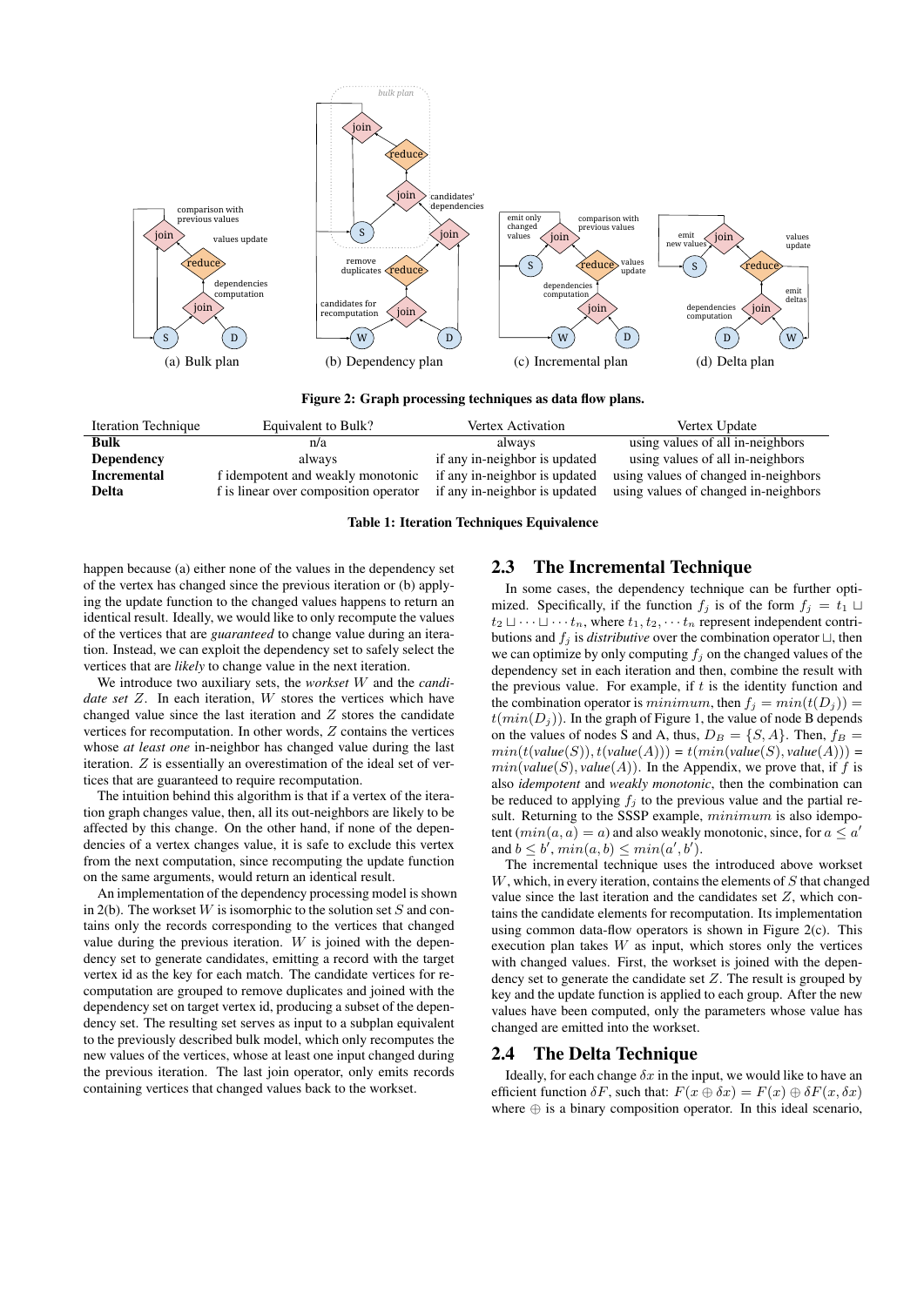Figure 2: Graph processing techniques as data flow plans.

(a) Bulk plan (b) Dependency plan (c) Incremental plan (d) Delta plan

| Iteration Technique | Equivalent to Bulk? | Vertex Activation | Vertex Update |
|---|---|---|---|
| **Bulk** | n/a | always | using values of all in-neighbors |
| **Dependency** | always | if any in-neighbor is updated | using values of all in-neighbors |
| **Incremental** | f idempotent and weakly monotonic | if any in-neighbor is updated | using values of changed in-neighbors |
| **Delta** | f is linear over composition operator | if any in-neighbor is updated | using values of changed in-neighbors |

**Table 1: Iteration Techniques Equivalence**

happen because (a) either none of the values in the dependency set of the vertex has changed since the previous iteration or (b) applying the update function to the changed values happens to return an identical result. Ideally, we would like to only recompute the values of the vertices that are *guaranteed* to change value during an iteration. Instead, we can exploit the dependency set to safely select the vertices that are *likely* to change value in the next iteration.

We introduce two auxiliary sets, the *workset* $W$ and the *candidate set* $Z$. In each iteration, $W$ stores the vertices which have changed value since the last iteration and $Z$ stores the candidate vertices for recomputation. In other words, $Z$ contains the vertices whose *at least one* in-neighbor has changed value during the last iteration. $Z$ is essentially an overestimation of the ideal set of vertices that are guaranteed to require recomputation.

The intuition behind this algorithm is that if a vertex of the iteration graph changes value, then, all its out-neighbors are likely to be affected by this change. On the other hand, if none of the dependencies of a vertex changes value, it is safe to exclude this vertex from the next computation, since recomputing the update function on the same arguments, would return an identical result.

An implementation of the dependency processing model is shown in 2(b). The workset $W$ is isomorphic to the solution set $S$ and contains only the records corresponding to the vertices that changed value during the previous iteration. $W$ is joined with the dependency set to generate candidates, emitting a record with the target vertex id as the key for each match. The candidate vertices for recomputation are grouped to remove duplicates and joined with the dependency set on target vertex id, producing a subset of the dependency set. The resulting set serves as input to a subplan equivalent to the previously described bulk model, which only recomputes the new values of the vertices, whose at least one input changed during the previous iteration. The last join operator, only emits records containing vertices that changed values back to the workset.

## 2.3 The Incremental Technique

In some cases, the dependency technique can be further optimized. Specifically, if the function $f_j$ is of the form $f_j = t_1 \sqcup t_2 \sqcup \cdots \sqcup \cdots t_n$, where $t_1, t_2, \cdots t_n$ represent independent contributions and $f_j$ is *distributive* over the combination operator $\sqcup$, then we can optimize by only computing $f_j$ on the changed values of the dependency set in each iteration and then, combine the result with the previous value. For example, if $t$ is the identity function and the combination operator is $minimum$, then $f_j = min(t(D_j)) = t(min(D_j))$. In the graph of Figure 1, the value of node B depends on the values of nodes S and A, thus, $D_B = \{S, A\}$. Then, $f_B = min(t(\textit{value}(S)), t(\textit{value}(A))) = t(min(\textit{value}(S), \textit{value}(A))) = min(\textit{value}(S), \textit{value}(A))$. In the Appendix, we prove that, if $f$ is also *idempotent* and *weakly monotonic*, then the combination can be reduced to applying $f_j$ to the previous value and the partial result. Returning to the SSSP example, $minimum$ is also idempotent ($min(a, a) = a$) and also weakly monotonic, since, for $a \leq a'$ and $b \leq b'$, $min(a, b) \leq min(a', b')$.

The incremental technique uses the introduced above workset $W$, which, in every iteration, contains the elements of $S$ that changed value since the last iteration and the candidates set $Z$, which contains the candidate elements for recomputation. Its implementation using common data-flow operators is shown in Figure 2(c). This execution plan takes $W$ as input, which stores only the vertices with changed values. First, the workset is joined with the dependency set to generate the candidate set $Z$. The result is grouped by key and the update function is applied to each group. After the new values have been computed, only the parameters whose value has changed are emitted into the workset.

## 2.4 The Delta Technique

Ideally, for each change $\delta x$ in the input, we would like to have an efficient function $\delta F$, such that: $F(x \oplus \delta x) = F(x) \oplus \delta F(x, \delta x)$ where $\oplus$ is a binary composition operator. In this ideal scenario,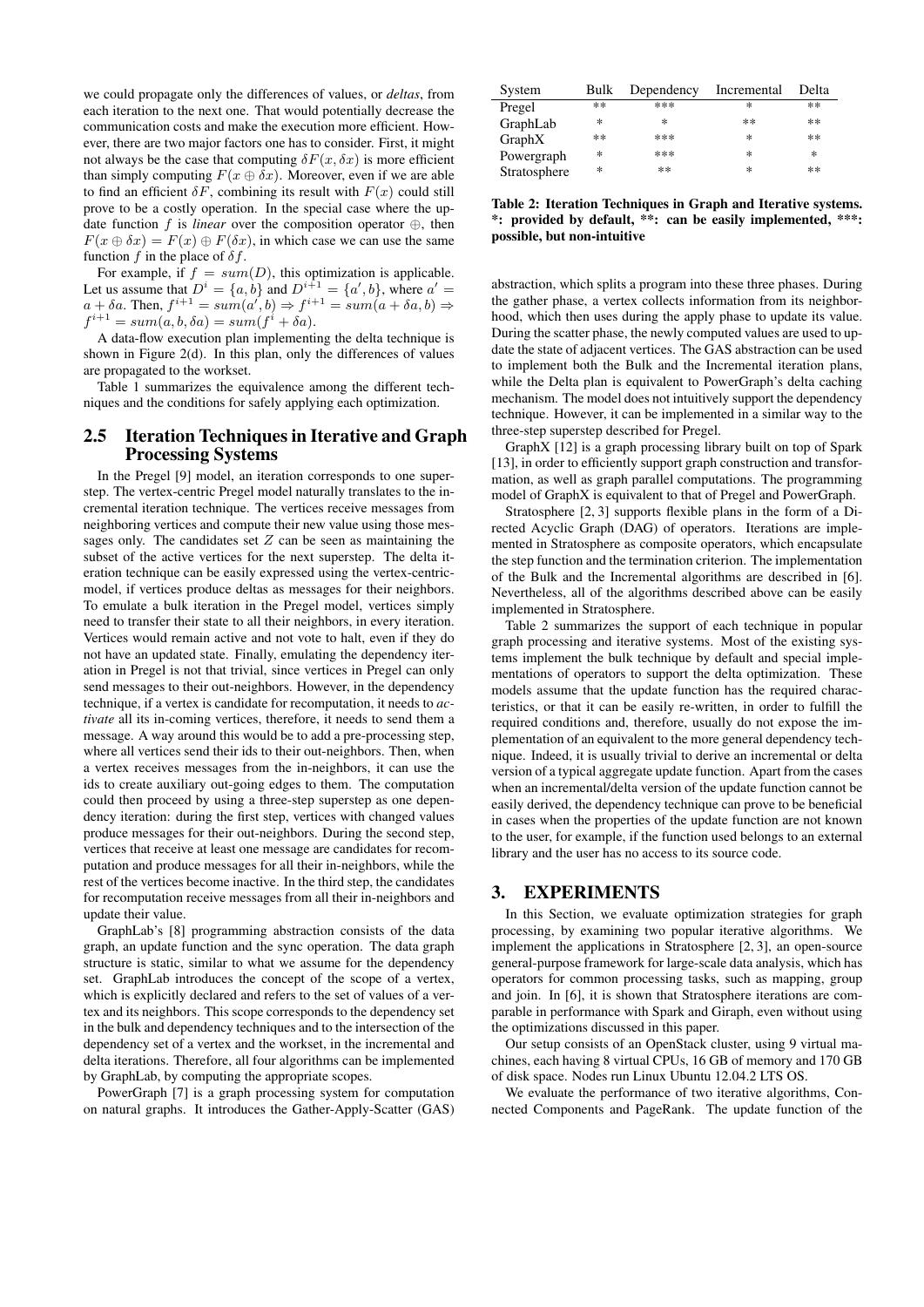we could propagate only the differences of values, or *deltas*, from each iteration to the next one. That would potentially decrease the communication costs and make the execution more efficient. However, there are two major factors one has to consider. First, it might not always be the case that computing $\delta F(x, \delta x)$ is more efficient than simply computing $F(x \oplus \delta x)$. Moreover, even if we are able to find an efficient $\delta F$, combining its result with $F(x)$ could still prove to be a costly operation. In the special case where the update function $f$ is *linear* over the composition operator $\oplus$, then $F(x \oplus \delta x) = F(x) \oplus F(\delta x)$, in which case we can use the same function $f$ in the place of $\delta f$.

For example, if $f = sum(D)$, this optimization is applicable. Let us assume that $D^i = \{a, b\}$ and $D^{i+1} = \{a', b\}$, where $a' = a + \delta a$. Then, $f^{i+1} = sum(a', b) \Rightarrow f^{i+1} = sum(a + \delta a, b) \Rightarrow f^{i+1} = sum(a, b, \delta a) = sum(f^i + \delta a)$.

A data-flow execution plan implementing the delta technique is shown in Figure 2(d). In this plan, only the differences of values are propagated to the workset.

Table 1 summarizes the equivalence among the different techniques and the conditions for safely applying each optimization.

## 2.5 Iteration Techniques in Iterative and Graph Processing Systems

In the Pregel [9] model, an iteration corresponds to one superstep. The vertex-centric Pregel model naturally translates to the incremental iteration technique. The vertices receive messages from neighboring vertices and compute their new value using those messages only. The candidates set $Z$ can be seen as maintaining the subset of the active vertices for the next superstep. The delta iteration technique can be easily expressed using the vertex-centric-model, if vertices produce deltas as messages for their neighbors. To emulate a bulk iteration in the Pregel model, vertices simply need to transfer their state to all their neighbors, in every iteration. Vertices would remain active and not vote to halt, even if they do not have an updated state. Finally, emulating the dependency iteration in Pregel is not that trivial, since vertices in Pregel can only send messages to their out-neighbors. However, in the dependency technique, if a vertex is candidate for recomputation, it needs to *activate* all its in-coming vertices, therefore, it needs to send them a message. A way around this would be to add a pre-processing step, where all vertices send their ids to their out-neighbors. Then, when a vertex receives messages from the in-neighbors, it can use the ids to create auxiliary out-going edges to them. The computation could then proceed by using a three-step superstep as one dependency iteration: during the first step, vertices with changed values produce messages for their out-neighbors. During the second step, vertices that receive at least one message are candidates for recomputation and produce messages for all their in-neighbors, while the rest of the vertices become inactive. In the third step, the candidates for recomputation receive messages from all their in-neighbors and update their value.

GraphLab's [8] programming abstraction consists of the data graph, an update function and the sync operation. The data graph structure is static, similar to what we assume for the dependency set. GraphLab introduces the concept of the scope of a vertex, which is explicitly declared and refers to the set of values of a vertex and its neighbors. This scope corresponds to the dependency set in the bulk and dependency techniques and to the intersection of the dependency set of a vertex and the workset, in the incremental and delta iterations. Therefore, all four algorithms can be implemented by GraphLab, by computing the appropriate scopes.

PowerGraph [7] is a graph processing system for computation on natural graphs. It introduces the Gather-Apply-Scatter (GAS) abstraction, which splits a program into these three phases. During the gather phase, a vertex collects information from its neighborhood, which then uses during the apply phase to update its value. During the scatter phase, the newly computed values are used to update the state of adjacent vertices. The GAS abstraction can be used to implement both the Bulk and the Incremental iteration plans, while the Delta plan is equivalent to PowerGraph's delta caching mechanism. The model does not intuitively support the dependency technique. However, it can be implemented in a similar way to the three-step superstep described for Pregel.

GraphX [12] is a graph processing library built on top of Spark [13], in order to efficiently support graph construction and transformation, as well as graph parallel computations. The programming model of GraphX is equivalent to that of Pregel and PowerGraph.

Stratosphere [2, 3] supports flexible plans in the form of a Directed Acyclic Graph (DAG) of operators. Iterations are implemented in Stratosphere as composite operators, which encapsulate the step function and the termination criterion. The implementation of the Bulk and the Incremental algorithms are described in [6]. Nevertheless, all of the algorithms described above can be easily implemented in Stratosphere.

| System | Bulk | Dependency | Incremental | Delta |
|---|---|---|---|---|
| Pregel | ** | *** | * | ** |
| GraphLab | * | * | ** | ** |
| GraphX | ** | *** | * | ** |
| Powergraph | * | *** | * | * |
| Stratosphere | * | ** | * | ** |

**Table 2: Iteration Techniques in Graph and Iterative systems. *: provided by default, **: can be easily implemented, ***: possible, but non-intuitive**

Table 2 summarizes the support of each technique in popular graph processing and iterative systems. Most of the existing systems implement the bulk technique by default and special implementations of operators to support the delta optimization. These models assume that the update function has the required characteristics, or that it can be easily re-written, in order to fulfill the required conditions and, therefore, usually do not expose the implementation of an equivalent to the more general dependency technique. Indeed, it is usually trivial to derive an incremental or delta version of a typical aggregate update function. Apart from the cases when an incremental/delta version of the update function cannot be easily derived, the dependency technique can prove to be beneficial in cases when the properties of the update function are not known to the user, for example, if the function used belongs to an external library and the user has no access to its source code.

# 3. EXPERIMENTS

In this Section, we evaluate optimization strategies for graph processing, by examining two popular iterative algorithms. We implement the applications in Stratosphere [2, 3], an open-source general-purpose framework for large-scale data analysis, which has operators for common processing tasks, such as mapping, group and join. In [6], it is shown that Stratosphere iterations are comparable in performance with Spark and Giraph, even without using the optimizations discussed in this paper.

Our setup consists of an OpenStack cluster, using 9 virtual machines, each having 8 virtual CPUs, 16 GB of memory and 170 GB of disk space. Nodes run Linux Ubuntu 12.04.2 LTS OS.

We evaluate the performance of two iterative algorithms, Connected Components and PageRank. The update function of the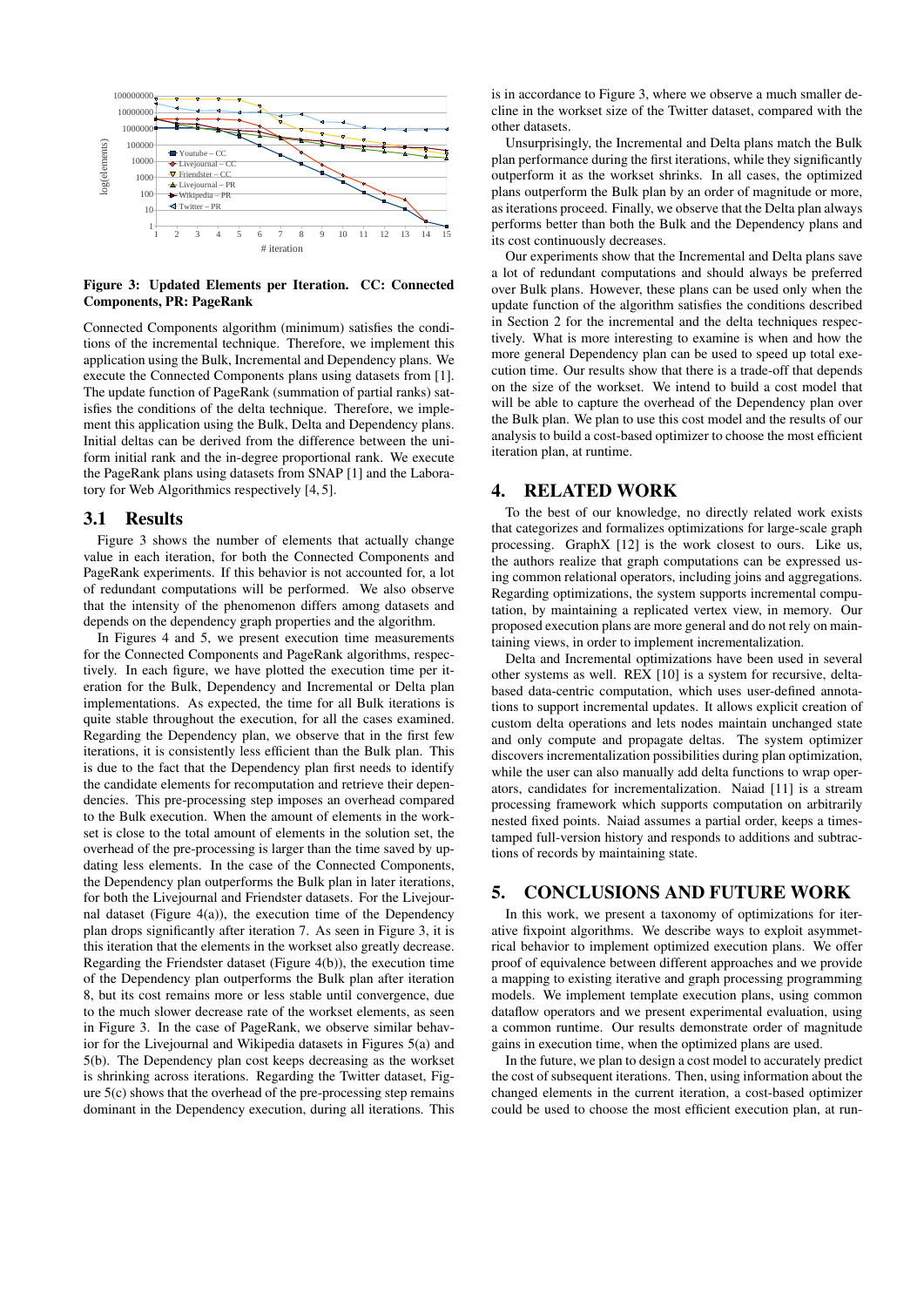**Figure 3: Updated Elements per Iteration. CC: Connected Components, PR: PageRank**

Connected Components algorithm (minimum) satisfies the conditions of the incremental technique. Therefore, we implement this application using the Bulk, Incremental and Dependency plans. We execute the Connected Components plans using datasets from [1]. The update function of PageRank (summation of partial ranks) satisfies the conditions of the delta technique. Therefore, we implement this application using the Bulk, Delta and Dependency plans. Initial deltas can be derived from the difference between the uniform initial rank and the in-degree proportional rank. We execute the PageRank plans using datasets from SNAP [1] and the Laboratory for Web Algorithmics respectively [4, 5].

## 3.1 Results

Figure 3 shows the number of elements that actually change value in each iteration, for both the Connected Components and PageRank experiments. If this behavior is not accounted for, a lot of redundant computations will be performed. We also observe that the intensity of the phenomenon differs among datasets and depends on the dependency graph properties and the algorithm.

In Figures 4 and 5, we present execution time measurements for the Connected Components and PageRank algorithms, respectively. In each figure, we have plotted the execution time per iteration for the Bulk, Dependency and Incremental or Delta plan implementations. As expected, the time for all Bulk iterations is quite stable throughout the execution, for all the cases examined. Regarding the Dependency plan, we observe that in the first few iterations, it is consistently less efficient than the Bulk plan. This is due to the fact that the Dependency plan first needs to identify the candidate elements for recomputation and retrieve their dependencies. This pre-processing step imposes an overhead compared to the Bulk execution. When the amount of elements in the workset is close to the total amount of elements in the solution set, the overhead of the pre-processing is larger than the time saved by updating less elements. In the case of the Connected Components, the Dependency plan outperforms the Bulk plan in later iterations, for both the Livejournal and Friendster datasets. For the Livejournal dataset (Figure 4(a)), the execution time of the Dependency plan drops significantly after iteration 7. As seen in Figure 3, it is this iteration that the elements in the workset also greatly decrease. Regarding the Friendster dataset (Figure 4(b)), the execution time of the Dependency plan outperforms the Bulk plan after iteration 8, but its cost remains more or less stable until convergence, due to the much slower decrease rate of the workset elements, as seen in Figure 3. In the case of PageRank, we observe similar behavior for the Livejournal and Wikipedia datasets in Figures 5(a) and 5(b). The Dependency plan cost keeps decreasing as the workset is shrinking across iterations. Regarding the Twitter dataset, Figure 5(c) shows that the overhead of the pre-processing step remains dominant in the Dependency execution, during all iterations. This is in accordance to Figure 3, where we observe a much smaller decline in the workset size of the Twitter dataset, compared with the other datasets.

Unsurprisingly, the Incremental and Delta plans match the Bulk plan performance during the first iterations, while they significantly outperform it as the workset shrinks. In all cases, the optimized plans outperform the Bulk plan by an order of magnitude or more, as iterations proceed. Finally, we observe that the Delta plan always performs better than both the Bulk and the Dependency plans and its cost continuously decreases.

Our experiments show that the Incremental and Delta plans save a lot of redundant computations and should always be preferred over Bulk plans. However, these plans can be used only when the update function of the algorithm satisfies the conditions described in Section 2 for the incremental and the delta techniques respectively. What is more interesting to examine is when and how the more general Dependency plan can be used to speed up total execution time. Our results show that there is a trade-off that depends on the size of the workset. We intend to build a cost model that will be able to capture the overhead of the Dependency plan over the Bulk plan. We plan to use this cost model and the results of our analysis to build a cost-based optimizer to choose the most efficient iteration plan, at runtime.

# 4. RELATED WORK

To the best of our knowledge, no directly related work exists that categorizes and formalizes optimizations for large-scale graph processing. GraphX [12] is the work closest to ours. Like us, the authors realize that graph computations can be expressed using common relational operators, including joins and aggregations. Regarding optimizations, the system supports incremental computation, by maintaining a replicated vertex view, in memory. Our proposed execution plans are more general and do not rely on maintaining views, in order to implement incrementalization.

Delta and Incremental optimizations have been used in several other systems as well. REX [10] is a system for recursive, delta-based data-centric computation, which uses user-defined annotations to support incremental updates. It allows explicit creation of custom delta operations and lets nodes maintain unchanged state and only compute and propagate deltas. The system optimizer discovers incrementalization possibilities during plan optimization, while the user can also manually add delta functions to wrap operators, candidates for incrementalization. Naiad [11] is a stream processing framework which supports computation on arbitrarily nested fixed points. Naiad assumes a partial order, keeps a timestamped full-version history and responds to additions and subtractions of records by maintaining state.

# 5. CONCLUSIONS AND FUTURE WORK

In this work, we present a taxonomy of optimizations for iterative fixpoint algorithms. We describe ways to exploit asymmetrical behavior to implement optimized execution plans. We offer proof of equivalence between different approaches and we provide a mapping to existing iterative and graph processing programming models. We implement template execution plans, using common dataflow operators and we present experimental evaluation, using a common runtime. Our results demonstrate order of magnitude gains in execution time, when the optimized plans are used.

In the future, we plan to design a cost model to accurately predict the cost of subsequent iterations. Then, using information about the changed elements in the current iteration, a cost-based optimizer could be used to choose the most efficient execution plan, at run-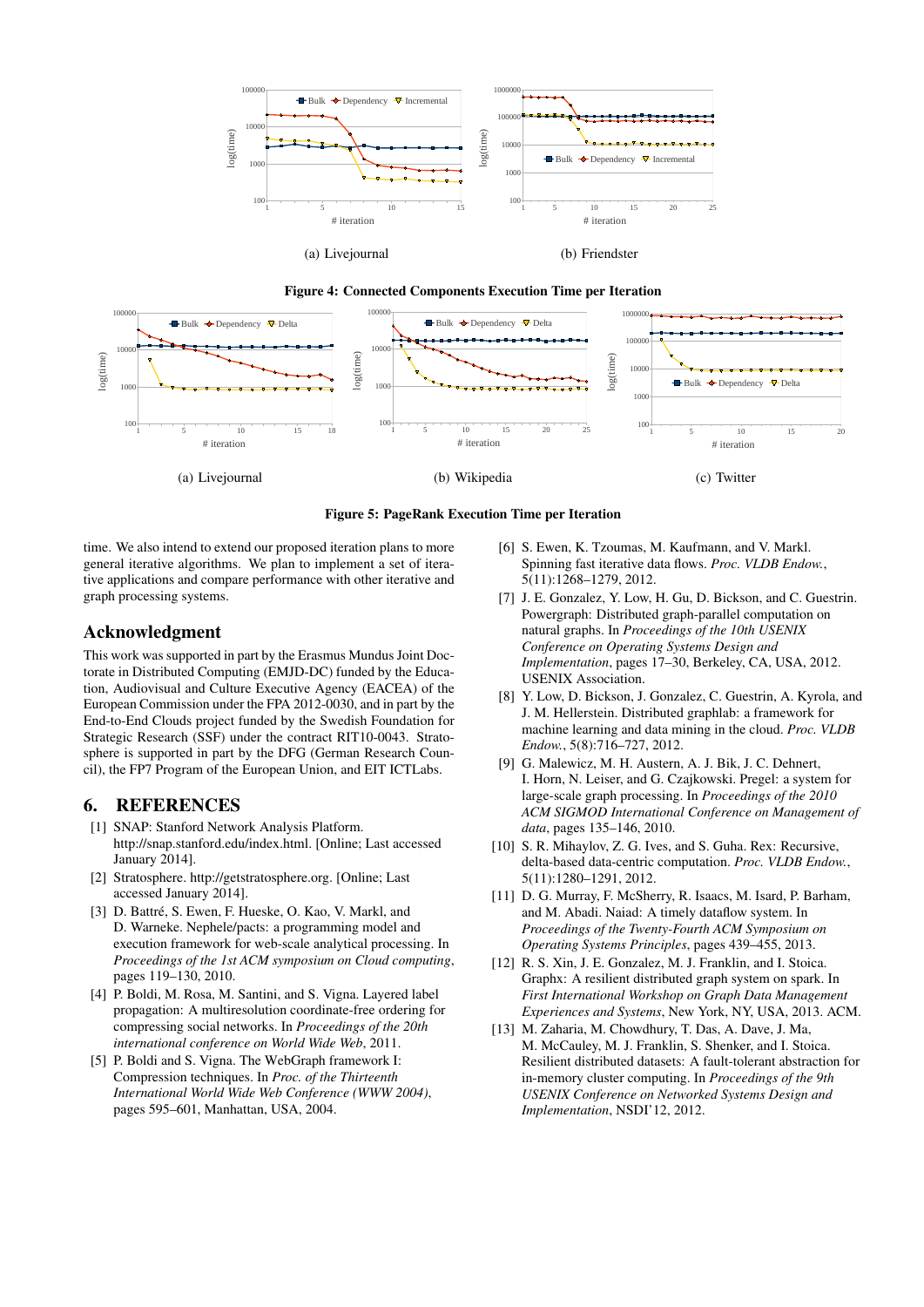(a) Livejournal

(b) Friendster

**Figure 4: Connected Components Execution Time per Iteration**

(a) Livejournal

(b) Wikipedia

(c) Twitter

**Figure 5: PageRank Execution Time per Iteration**

time. We also intend to extend our proposed iteration plans to more general iterative algorithms. We plan to implement a set of iterative applications and compare performance with other iterative and graph processing systems.

## Acknowledgment

This work was supported in part by the Erasmus Mundus Joint Doctorate in Distributed Computing (EMJD-DC) funded by the Education, Audiovisual and Culture Executive Agency (EACEA) of the European Commission under the FPA 2012-0030, and in part by the End-to-End Clouds project funded by the Swedish Foundation for Strategic Research (SSF) under the contract RIT10-0043. Stratosphere is supported in part by the DFG (German Research Council), the FP7 Program of the European Union, and EIT ICTLabs.

## 6. REFERENCES

[1] SNAP: Stanford Network Analysis Platform. http://snap.stanford.edu/index.html. [Online; Last accessed January 2014].

[2] Stratosphere. http://getstratosphere.org. [Online; Last accessed January 2014].

[3] D. Battré, S. Ewen, F. Hueske, O. Kao, V. Markl, and D. Warneke. Nephele/pacts: a programming model and execution framework for web-scale analytical processing. In *Proceedings of the 1st ACM symposium on Cloud computing*, pages 119–130, 2010.

[4] P. Boldi, M. Rosa, M. Santini, and S. Vigna. Layered label propagation: A multiresolution coordinate-free ordering for compressing social networks. In *Proceedings of the 20th international conference on World Wide Web*, 2011.

[5] P. Boldi and S. Vigna. The WebGraph framework I: Compression techniques. In *Proc. of the Thirteenth International World Wide Web Conference (WWW 2004)*, pages 595–601, Manhattan, USA, 2004.

[6] S. Ewen, K. Tzoumas, M. Kaufmann, and V. Markl. Spinning fast iterative data flows. *Proc. VLDB Endow.*, 5(11):1268–1279, 2012.

[7] J. E. Gonzalez, Y. Low, H. Gu, D. Bickson, and C. Guestrin. Powergraph: Distributed graph-parallel computation on natural graphs. In *Proceedings of the 10th USENIX Conference on Operating Systems Design and Implementation*, pages 17–30, Berkeley, CA, USA, 2012. USENIX Association.

[8] Y. Low, D. Bickson, J. Gonzalez, C. Guestrin, A. Kyrola, and J. M. Hellerstein. Distributed graphlab: a framework for machine learning and data mining in the cloud. *Proc. VLDB Endow.*, 5(8):716–727, 2012.

[9] G. Malewicz, M. H. Austern, A. J. Bik, J. C. Dehnert, I. Horn, N. Leiser, and G. Czajkowski. Pregel: a system for large-scale graph processing. In *Proceedings of the 2010 ACM SIGMOD International Conference on Management of data*, pages 135–146, 2010.

[10] S. R. Mihaylov, Z. G. Ives, and S. Guha. Rex: Recursive, delta-based data-centric computation. *Proc. VLDB Endow.*, 5(11):1280–1291, 2012.

[11] D. G. Murray, F. McSherry, R. Isaacs, M. Isard, P. Barham, and M. Abadi. Naiad: A timely dataflow system. In *Proceedings of the Twenty-Fourth ACM Symposium on Operating Systems Principles*, pages 439–455, 2013.

[12] R. S. Xin, J. E. Gonzalez, M. J. Franklin, and I. Stoica. Graphx: A resilient distributed graph system on spark. In *First International Workshop on Graph Data Management Experiences and Systems*, New York, NY, USA, 2013. ACM.

[13] M. Zaharia, M. Chowdhury, T. Das, A. Dave, J. Ma, M. McCauley, M. J. Franklin, S. Shenker, and I. Stoica. Resilient distributed datasets: A fault-tolerant abstraction for in-memory cluster computing. In *Proceedings of the 9th USENIX Conference on Networked Systems Design and Implementation*, NSDI'12, 2012.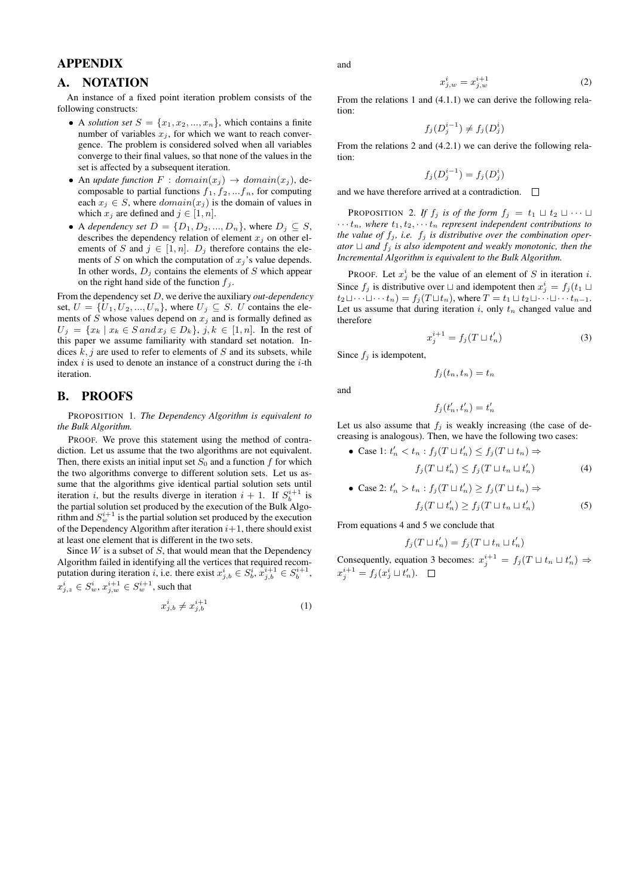# APPENDIX

## A. NOTATION

An instance of a fixed point iteration problem consists of the following constructs:

- A *solution set* $S = \{x_1, x_2, ..., x_n\}$, which contains a finite number of variables $x_j$, for which we want to reach convergence. The problem is considered solved when all variables converge to their final values, so that none of the values in the set is affected by a subsequent iteration.
- An *update function* $F : domain(x_j) \rightarrow domain(x_j)$, decomposable to partial functions $f_1, f_2, ...f_n$, for computing each $x_j \in S$, where $domain(x_j)$ is the domain of values in which $x_j$ are defined and $j \in [1, n]$.
- A *dependency set* $D = \{D_1, D_2, ..., D_n\}$, where $D_j \subseteq S$, describes the dependency relation of element $x_j$ on other elements of $S$ and $j \in [1, n]$. $D_j$ therefore contains the elements of $S$ on which the computation of $x_j$'s value depends. In other words, $D_j$ contains the elements of $S$ which appear on the right hand side of the function $f_j$.

From the dependency set $D$, we derive the auxiliary *out-dependency* set, $U = \{U_1, U_2, ..., U_n\}$, where $U_j \subseteq S$. $U$ contains the elements of $S$ whose values depend on $x_j$ and is formally defined as $U_j = \{x_k \mid x_k \in S \, and \, x_j \in D_k\}$, $j, k \in [1, n]$. In the rest of this paper we assume familiarity with standard set notation. Indices $k, j$ are used to refer to elements of $S$ and its subsets, while index $i$ is used to denote an instance of a construct during the $i$-th iteration.

## B. PROOFS

PROPOSITION 1. *The Dependency Algorithm is equivalent to the Bulk Algorithm.*

PROOF. We prove this statement using the method of contradiction. Let us assume that the two algorithms are not equivalent. Then, there exists an initial input set $S_0$ and a function $f$ for which the two algorithms converge to different solution sets. Let us assume that the algorithms give identical partial solution sets until iteration $i$, but the results diverge in iteration $i + 1$. If $S_b^{i+1}$ is the partial solution set produced by the execution of the Bulk Algorithm and $S_w^{i+1}$ is the partial solution set produced by the execution of the Dependency Algorithm after iteration $i{+}1$, there should exist at least one element that is different in the two sets.

Since $W$ is a subset of $S$, that would mean that the Dependency Algorithm failed in identifying all the vertices that required recomputation during iteration $i$, i.e. there exist $x_{j,b}^i \in S_b^i$, $x_{j,b}^{i+1} \in S_b^{i+1}$, $x_{j,z}^i \in S_w^i$, $x_{j,w}^{i+1} \in S_w^{i+1}$, such that

$$x_{j,b}^i \neq x_{j,b}^{i+1} \tag{1}$$

and

$$x_{j,w}^i = x_{j,w}^{i+1} \tag{2}$$

From the relations 1 and (4.1.1) we can derive the following relation:

$$f_j(D_j^{i-1}) \neq f_j(D_j^i)$$

From the relations 2 and (4.2.1) we can derive the following relation:

$$f_j(D_j^{i-1}) = f_j(D_j^i)$$

and we have therefore arrived at a contradiction. □

PROPOSITION 2. *If $f_j$ is of the form $f_j = t_1 \sqcup t_2 \sqcup \cdots \sqcup \cdots t_n$, where $t_1, t_2, \cdots t_n$ represent independent contributions to the value of $f_j$, i.e. $f_j$ is distributive over the combination operator $\sqcup$ and $f_j$ is also idempotent and weakly monotonic, then the Incremental Algorithm is equivalent to the Bulk Algorithm.*

PROOF. Let $x_j^i$ be the value of an element of $S$ in iteration $i$. Since $f_j$ is distributive over $\sqcup$ and idempotent then $x_j^i = f_j(t_1 \sqcup t_2 \sqcup \cdots \sqcup \cdots t_n) = f_j(T \sqcup t_n)$, where $T = t_1 \sqcup t_2 \sqcup \cdots \sqcup \cdots t_{n-1}$. Let us assume that during iteration $i$, only $t_n$ changed value and therefore

$$x_j^{i+1} = f_j(T \sqcup t_n') \tag{3}$$

Since $f_j$ is idempotent,

$$f_j(t_n, t_n) = t_n$$

and

$$f_j(t_n', t_n') = t_n'$$

Let us also assume that $f_j$ is weakly increasing (the case of decreasing is analogous). Then, we have the following two cases:

- Case 1: $t_n' < t_n : f_j(T \sqcup t_n') \leq f_j(T \sqcup t_n) \Rightarrow$
$$f_j(T \sqcup t_n') \leq f_j(T \sqcup t_n \sqcup t_n') \tag{4}$$
- Case 2: $t_n' > t_n : f_j(T \sqcup t_n') \geq f_j(T \sqcup t_n) \Rightarrow$
$$f_j(T \sqcup t_n') \geq f_j(T \sqcup t_n \sqcup t_n') \tag{5}$$

From equations 4 and 5 we conclude that

$$f_j(T \sqcup t_n') = f_j(T \sqcup t_n \sqcup t_n')$$

Consequently, equation 3 becomes: $x_j^{i+1} = f_j(T \sqcup t_n \sqcup t_n') \Rightarrow x_j^{i+1} = f_j(x_j^i \sqcup t_n')$. □